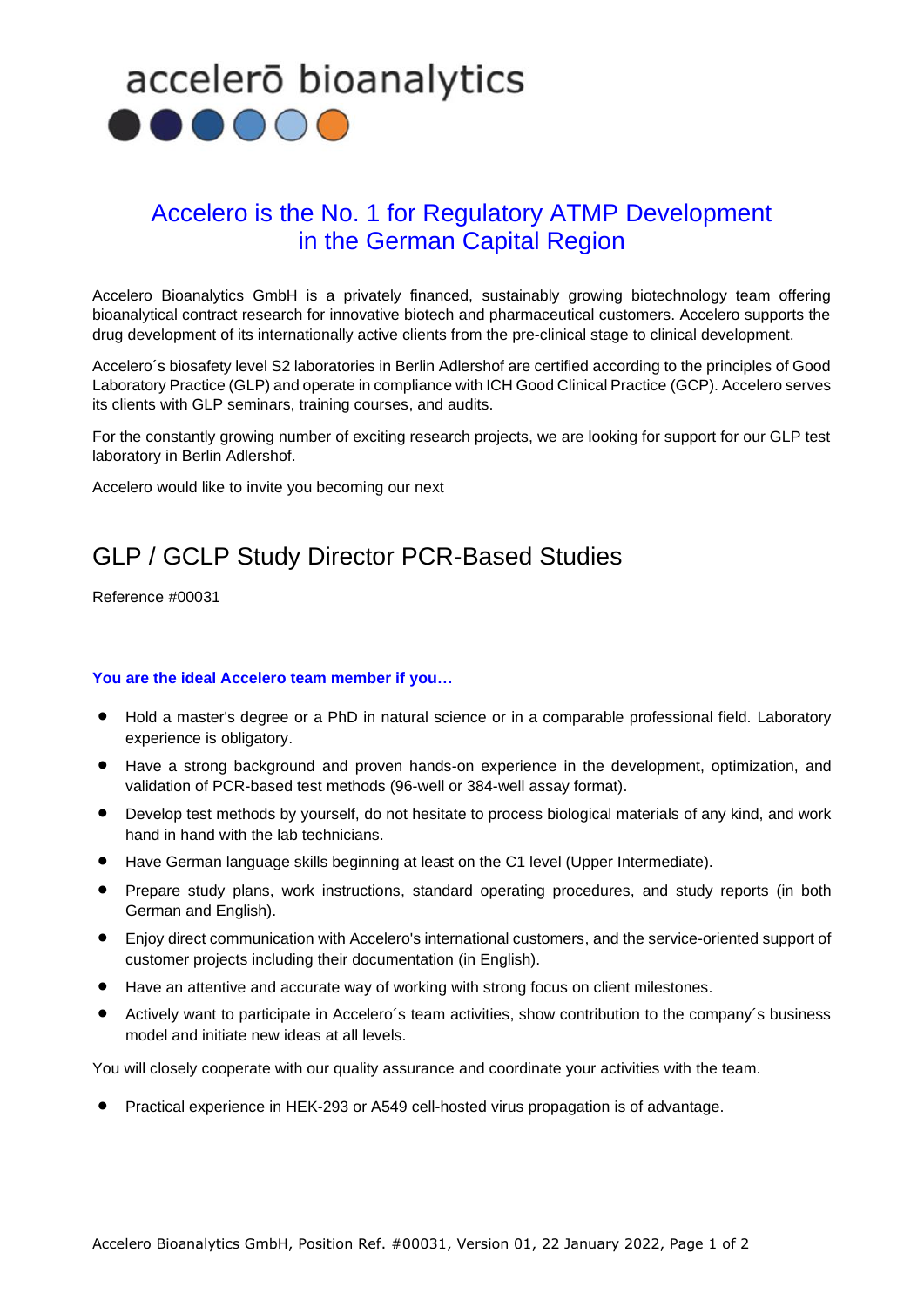accelerō bioanalytics

## Accelero is the No. 1 for Regulatory ATMP Development in the German Capital Region

Accelero Bioanalytics GmbH is a privately financed, sustainably growing biotechnology team offering bioanalytical contract research for innovative biotech and pharmaceutical customers. Accelero supports the drug development of its internationally active clients from the pre-clinical stage to clinical development.

Accelero´s biosafety level S2 laboratories in Berlin Adlershof are certified according to the principles of Good Laboratory Practice (GLP) and operate in compliance with ICH Good Clinical Practice (GCP). Accelero serves its clients with GLP seminars, training courses, and audits.

For the constantly growing number of exciting research projects, we are looking for support for our GLP test laboratory in Berlin Adlershof.

Accelero would like to invite you becoming our next

# GLP / GCLP Study Director PCR-Based Studies

Reference #00031

**You are the ideal Accelero team member if you…**

- Hold a master's degree or a PhD in natural science or in a comparable professional field. Laboratory experience is obligatory.
- Have a strong background and proven hands-on experience in the development, optimization, and validation of PCR-based test methods (96-well or 384-well assay format).
- Develop test methods by yourself, do not hesitate to process biological materials of any kind, and work hand in hand with the lab technicians.
- Have German language skills beginning at least on the C1 level (Upper Intermediate).
- Prepare study plans, work instructions, standard operating procedures, and study reports (in both German and English).
- Enjoy direct communication with Accelero's international customers, and the service-oriented support of customer projects including their documentation (in English).
- Have an attentive and accurate way of working with strong focus on client milestones.
- Actively want to participate in Accelero´s team activities, show contribution to the company´s business model and initiate new ideas at all levels.

You will closely cooperate with our quality assurance and coordinate your activities with the team.

- Practical experience in HEK-293 or A549 cell-hosted virus propagation is of advantage.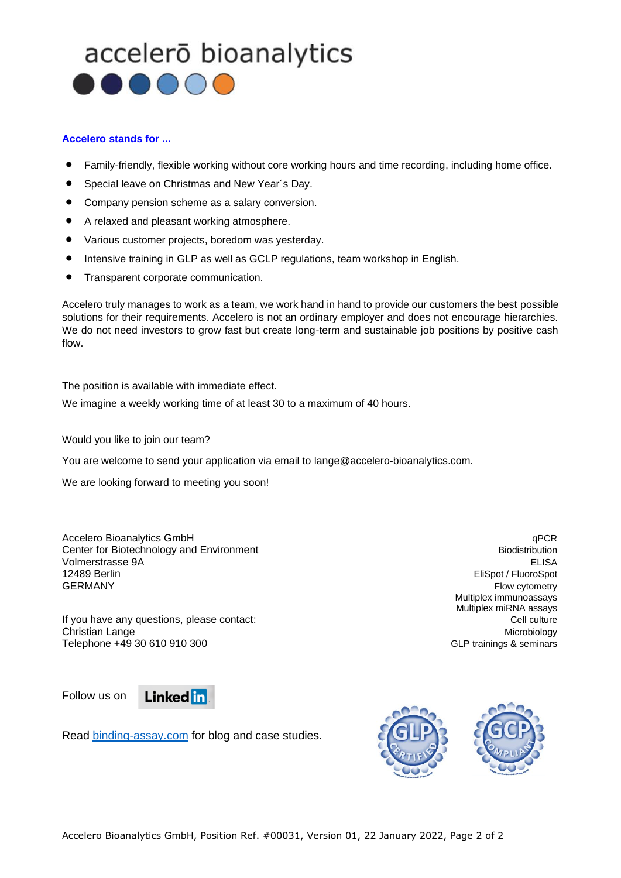accelerō bioanalytics

**Accelero stands for ...**

- Family-friendly, flexible working without core working hours and time recording, including home office.
- Special leave on Christmas and New Year´s Day.
- Company pension scheme as a salary conversion.
- A relaxed and pleasant working atmosphere.
- Various customer projects, boredom was yesterday.
- Intensive training in GLP as well as GCLP regulations, team workshop in English.
- Transparent corporate communication.

Accelero truly manages to work as a team, we work hand in hand to provide our customers the best possible solutions for their requirements. Accelero is not an ordinary employer and does not encourage hierarchies. We do not need investors to grow fast but create long-term and sustainable job positions by positive cash flow.

The position is available with immediate effect.

We imagine a weekly working time of at least 30 to a maximum of 40 hours.

Would you like to join our team?

You are welcome to send your application via email to lange@accelero-bioanalytics.com.

We are looking forward to meeting you soon!

Accelero Bioanalytics GmbH
Center for Biotechnology and Environment
Volmerstrasse 9A
12489 Berlin
GERMANY

If you have any questions, please contact:
Christian Lange
Telephone +49 30 610 910 300

qPCR
Biodistribution
ELISA
EliSpot / FluoroSpot
Flow cytometry
Multiplex immunoassays
Multiplex miRNA assays
Cell culture
Microbiology
GLP trainings & seminars

Follow us on LinkedIn

Read binding-assay.com for blog and case studies.

GLP CERTIFIED

GCP COMPLIANT

Accelero Bioanalytics GmbH, Position Ref. #00031, Version 01, 22 January 2022